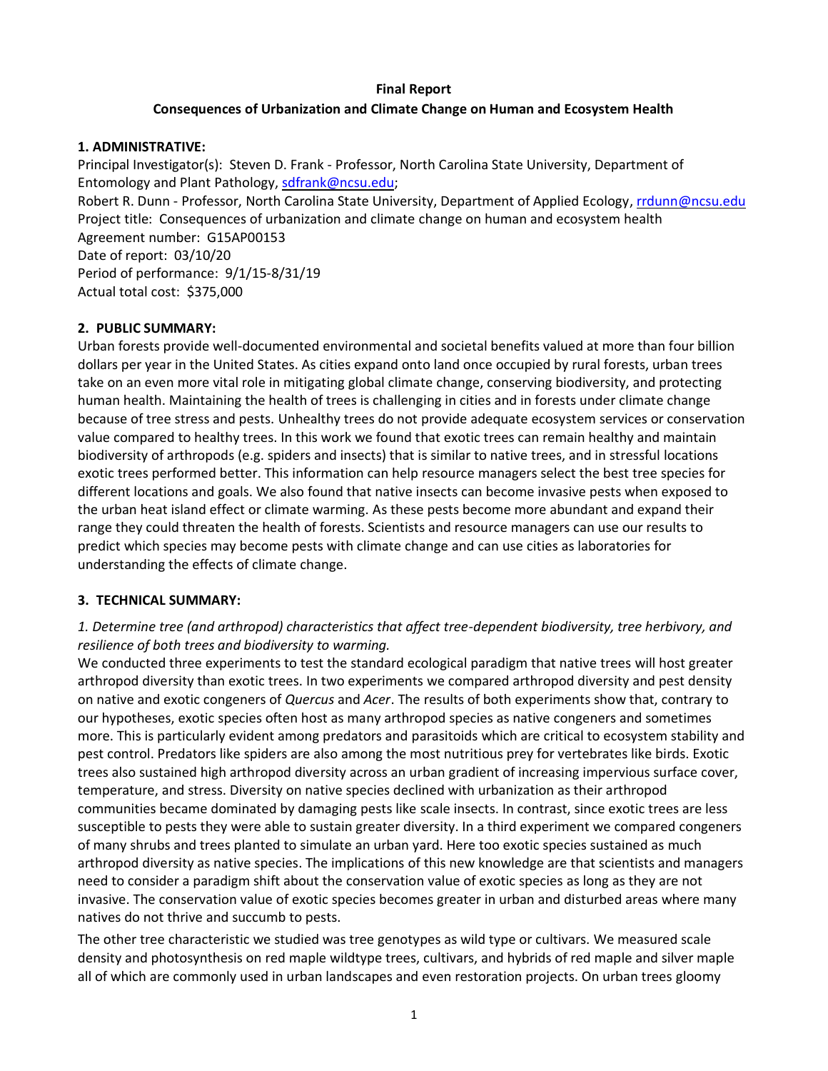**Final Report**

**Consequences of Urbanization and Climate Change on Human and Ecosystem Health**

## 1. ADMINISTRATIVE:

Principal Investigator(s): Steven D. Frank - Professor, North Carolina State University, Department of Entomology and Plant Pathology, sdfrank@ncsu.edu;

Robert R. Dunn - Professor, North Carolina State University, Department of Applied Ecology, rrdunn@ncsu.edu

Project title: Consequences of urbanization and climate change on human and ecosystem health

Agreement number: G15AP00153

Date of report: 03/10/20

Period of performance: 9/1/15-8/31/19

Actual total cost: $375,000

## 2. PUBLIC SUMMARY:

Urban forests provide well-documented environmental and societal benefits valued at more than four billion dollars per year in the United States. As cities expand onto land once occupied by rural forests, urban trees take on an even more vital role in mitigating global climate change, conserving biodiversity, and protecting human health. Maintaining the health of trees is challenging in cities and in forests under climate change because of tree stress and pests. Unhealthy trees do not provide adequate ecosystem services or conservation value compared to healthy trees. In this work we found that exotic trees can remain healthy and maintain biodiversity of arthropods (e.g. spiders and insects) that is similar to native trees, and in stressful locations exotic trees performed better. This information can help resource managers select the best tree species for different locations and goals. We also found that native insects can become invasive pests when exposed to the urban heat island effect or climate warming. As these pests become more abundant and expand their range they could threaten the health of forests. Scientists and resource managers can use our results to predict which species may become pests with climate change and can use cities as laboratories for understanding the effects of climate change.

## 3. TECHNICAL SUMMARY:

*1. Determine tree (and arthropod) characteristics that affect tree-dependent biodiversity, tree herbivory, and resilience of both trees and biodiversity to warming.*

We conducted three experiments to test the standard ecological paradigm that native trees will host greater arthropod diversity than exotic trees. In two experiments we compared arthropod diversity and pest density on native and exotic congeners of *Quercus* and *Acer*. The results of both experiments show that, contrary to our hypotheses, exotic species often host as many arthropod species as native congeners and sometimes more. This is particularly evident among predators and parasitoids which are critical to ecosystem stability and pest control. Predators like spiders are also among the most nutritious prey for vertebrates like birds. Exotic trees also sustained high arthropod diversity across an urban gradient of increasing impervious surface cover, temperature, and stress. Diversity on native species declined with urbanization as their arthropod communities became dominated by damaging pests like scale insects. In contrast, since exotic trees are less susceptible to pests they were able to sustain greater diversity. In a third experiment we compared congeners of many shrubs and trees planted to simulate an urban yard. Here too exotic species sustained as much arthropod diversity as native species. The implications of this new knowledge are that scientists and managers need to consider a paradigm shift about the conservation value of exotic species as long as they are not invasive. The conservation value of exotic species becomes greater in urban and disturbed areas where many natives do not thrive and succumb to pests.

The other tree characteristic we studied was tree genotypes as wild type or cultivars. We measured scale density and photosynthesis on red maple wildtype trees, cultivars, and hybrids of red maple and silver maple all of which are commonly used in urban landscapes and even restoration projects. On urban trees gloomy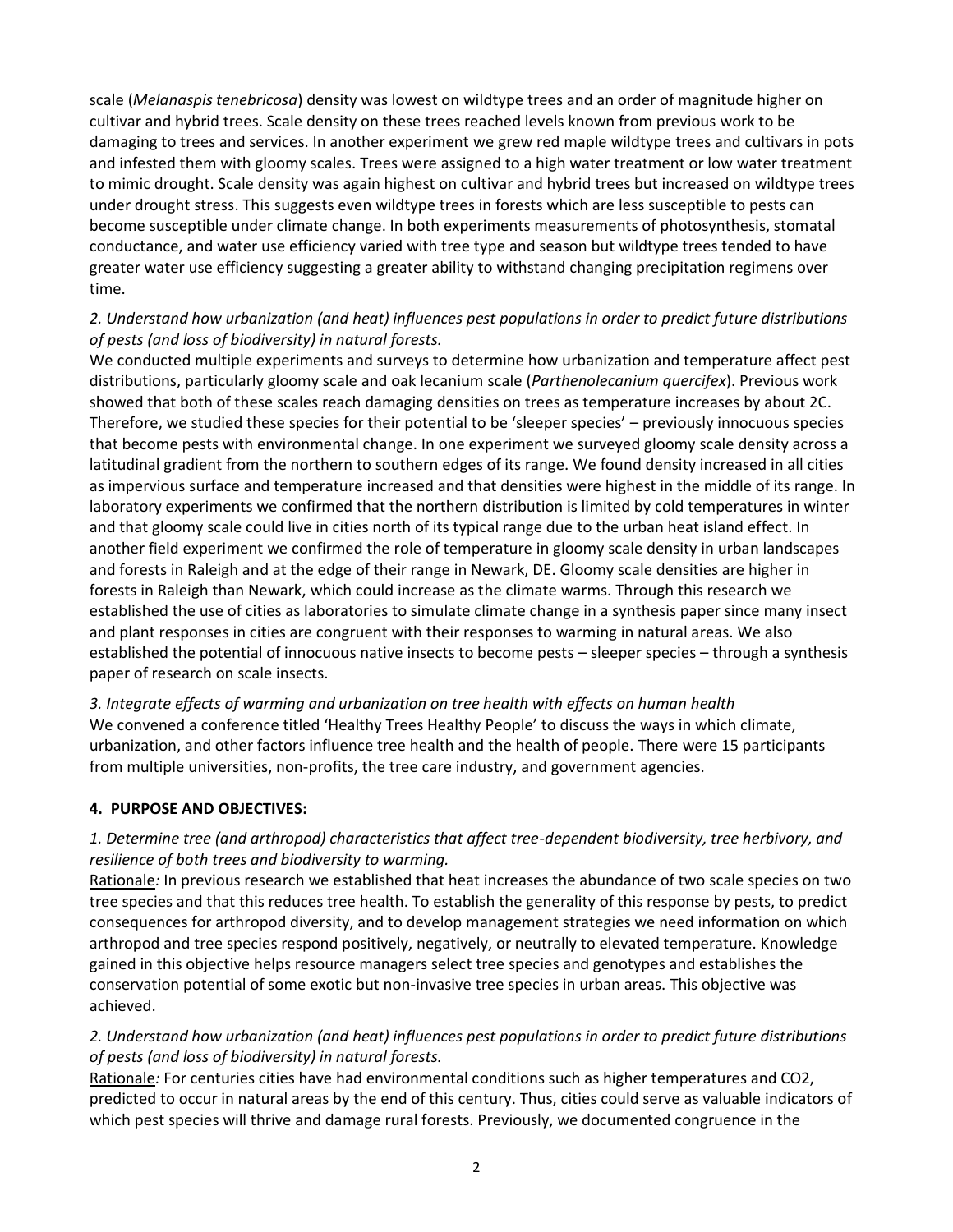scale (*Melanaspis tenebricosa*) density was lowest on wildtype trees and an order of magnitude higher on cultivar and hybrid trees. Scale density on these trees reached levels known from previous work to be damaging to trees and services. In another experiment we grew red maple wildtype trees and cultivars in pots and infested them with gloomy scales. Trees were assigned to a high water treatment or low water treatment to mimic drought. Scale density was again highest on cultivar and hybrid trees but increased on wildtype trees under drought stress. This suggests even wildtype trees in forests which are less susceptible to pests can become susceptible under climate change. In both experiments measurements of photosynthesis, stomatal conductance, and water use efficiency varied with tree type and season but wildtype trees tended to have greater water use efficiency suggesting a greater ability to withstand changing precipitation regimens over time.

*2. Understand how urbanization (and heat) influences pest populations in order to predict future distributions of pests (and loss of biodiversity) in natural forests.*

We conducted multiple experiments and surveys to determine how urbanization and temperature affect pest distributions, particularly gloomy scale and oak lecanium scale (*Parthenolecanium quercifex*). Previous work showed that both of these scales reach damaging densities on trees as temperature increases by about 2C. Therefore, we studied these species for their potential to be 'sleeper species' – previously innocuous species that become pests with environmental change. In one experiment we surveyed gloomy scale density across a latitudinal gradient from the northern to southern edges of its range. We found density increased in all cities as impervious surface and temperature increased and that densities were highest in the middle of its range. In laboratory experiments we confirmed that the northern distribution is limited by cold temperatures in winter and that gloomy scale could live in cities north of its typical range due to the urban heat island effect. In another field experiment we confirmed the role of temperature in gloomy scale density in urban landscapes and forests in Raleigh and at the edge of their range in Newark, DE. Gloomy scale densities are higher in forests in Raleigh than Newark, which could increase as the climate warms. Through this research we established the use of cities as laboratories to simulate climate change in a synthesis paper since many insect and plant responses in cities are congruent with their responses to warming in natural areas. We also established the potential of innocuous native insects to become pests – sleeper species – through a synthesis paper of research on scale insects.

*3. Integrate effects of warming and urbanization on tree health with effects on human health*

We convened a conference titled 'Healthy Trees Healthy People' to discuss the ways in which climate, urbanization, and other factors influence tree health and the health of people. There were 15 participants from multiple universities, non-profits, the tree care industry, and government agencies.

## 4. PURPOSE AND OBJECTIVES:

*1. Determine tree (and arthropod) characteristics that affect tree-dependent biodiversity, tree herbivory, and resilience of both trees and biodiversity to warming.*

Rationale*:* In previous research we established that heat increases the abundance of two scale species on two tree species and that this reduces tree health. To establish the generality of this response by pests, to predict consequences for arthropod diversity, and to develop management strategies we need information on which arthropod and tree species respond positively, negatively, or neutrally to elevated temperature. Knowledge gained in this objective helps resource managers select tree species and genotypes and establishes the conservation potential of some exotic but non-invasive tree species in urban areas. This objective was achieved.

*2. Understand how urbanization (and heat) influences pest populations in order to predict future distributions of pests (and loss of biodiversity) in natural forests.*

Rationale*:* For centuries cities have had environmental conditions such as higher temperatures and $CO_2$, predicted to occur in natural areas by the end of this century. Thus, cities could serve as valuable indicators of which pest species will thrive and damage rural forests. Previously, we documented congruence in the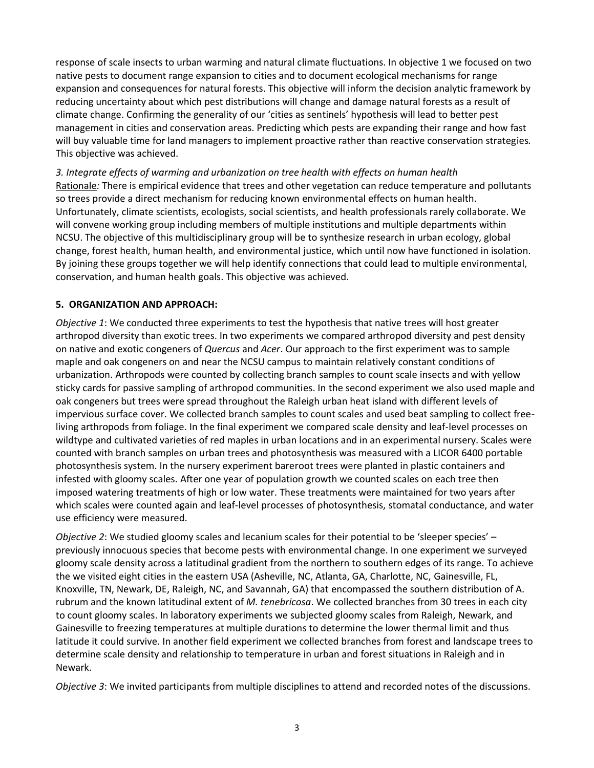response of scale insects to urban warming and natural climate fluctuations. In objective 1 we focused on two native pests to document range expansion to cities and to document ecological mechanisms for range expansion and consequences for natural forests. This objective will inform the decision analytic framework by reducing uncertainty about which pest distributions will change and damage natural forests as a result of climate change. Confirming the generality of our 'cities as sentinels' hypothesis will lead to better pest management in cities and conservation areas. Predicting which pests are expanding their range and how fast will buy valuable time for land managers to implement proactive rather than reactive conservation strategies. This objective was achieved.

*3. Integrate effects of warming and urbanization on tree health with effects on human health*

Rationale*:* There is empirical evidence that trees and other vegetation can reduce temperature and pollutants so trees provide a direct mechanism for reducing known environmental effects on human health. Unfortunately, climate scientists, ecologists, social scientists, and health professionals rarely collaborate. We will convene working group including members of multiple institutions and multiple departments within NCSU. The objective of this multidisciplinary group will be to synthesize research in urban ecology, global change, forest health, human health, and environmental justice, which until now have functioned in isolation. By joining these groups together we will help identify connections that could lead to multiple environmental, conservation, and human health goals. This objective was achieved.

## 5. ORGANIZATION AND APPROACH:

*Objective 1*: We conducted three experiments to test the hypothesis that native trees will host greater arthropod diversity than exotic trees. In two experiments we compared arthropod diversity and pest density on native and exotic congeners of *Quercus* and *Acer*. Our approach to the first experiment was to sample maple and oak congeners on and near the NCSU campus to maintain relatively constant conditions of urbanization. Arthropods were counted by collecting branch samples to count scale insects and with yellow sticky cards for passive sampling of arthropod communities. In the second experiment we also used maple and oak congeners but trees were spread throughout the Raleigh urban heat island with different levels of impervious surface cover. We collected branch samples to count scales and used beat sampling to collect free-living arthropods from foliage. In the final experiment we compared scale density and leaf-level processes on wildtype and cultivated varieties of red maples in urban locations and in an experimental nursery. Scales were counted with branch samples on urban trees and photosynthesis was measured with a LICOR 6400 portable photosynthesis system. In the nursery experiment bareroot trees were planted in plastic containers and infested with gloomy scales. After one year of population growth we counted scales on each tree then imposed watering treatments of high or low water. These treatments were maintained for two years after which scales were counted again and leaf-level processes of photosynthesis, stomatal conductance, and water use efficiency were measured.

*Objective 2*: We studied gloomy scales and lecanium scales for their potential to be 'sleeper species' – previously innocuous species that become pests with environmental change. In one experiment we surveyed gloomy scale density across a latitudinal gradient from the northern to southern edges of its range. To achieve the we visited eight cities in the eastern USA (Asheville, NC, Atlanta, GA, Charlotte, NC, Gainesville, FL, Knoxville, TN, Newark, DE, Raleigh, NC, and Savannah, GA) that encompassed the southern distribution of A. rubrum and the known latitudinal extent of *M. tenebricosa*. We collected branches from 30 trees in each city to count gloomy scales. In laboratory experiments we subjected gloomy scales from Raleigh, Newark, and Gainesville to freezing temperatures at multiple durations to determine the lower thermal limit and thus latitude it could survive. In another field experiment we collected branches from forest and landscape trees to determine scale density and relationship to temperature in urban and forest situations in Raleigh and in Newark.

*Objective 3*: We invited participants from multiple disciplines to attend and recorded notes of the discussions.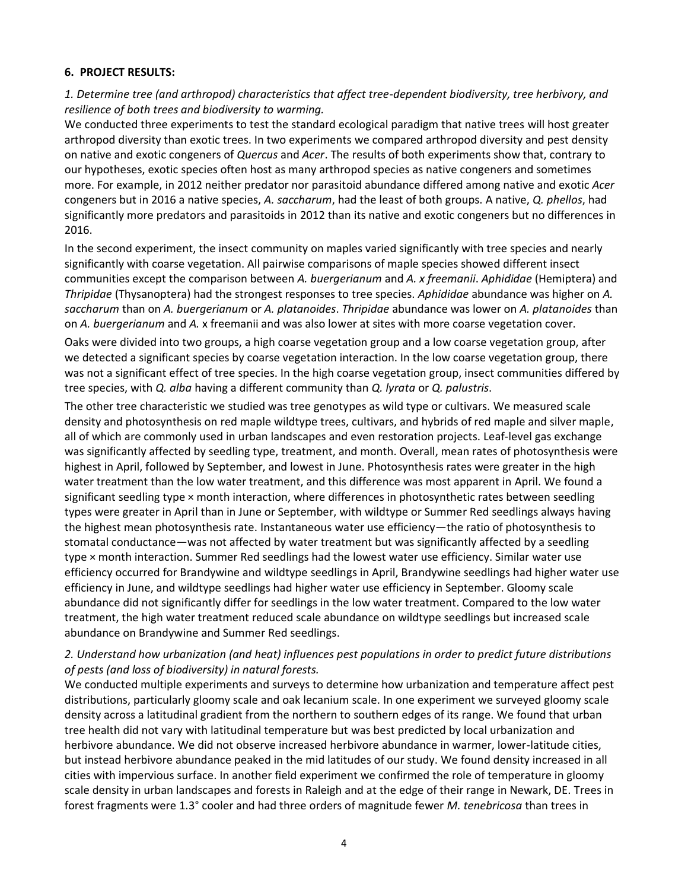**6. PROJECT RESULTS:**

*1. Determine tree (and arthropod) characteristics that affect tree-dependent biodiversity, tree herbivory, and resilience of both trees and biodiversity to warming.*

We conducted three experiments to test the standard ecological paradigm that native trees will host greater arthropod diversity than exotic trees. In two experiments we compared arthropod diversity and pest density on native and exotic congeners of *Quercus* and *Acer*. The results of both experiments show that, contrary to our hypotheses, exotic species often host as many arthropod species as native congeners and sometimes more. For example, in 2012 neither predator nor parasitoid abundance differed among native and exotic *Acer* congeners but in 2016 a native species, *A. saccharum*, had the least of both groups. A native, *Q. phellos*, had significantly more predators and parasitoids in 2012 than its native and exotic congeners but no differences in 2016.

In the second experiment, the insect community on maples varied significantly with tree species and nearly significantly with coarse vegetation. All pairwise comparisons of maple species showed different insect communities except the comparison between *A. buergerianum* and *A. x freemanii*. *Aphididae* (Hemiptera) and *Thripidae* (Thysanoptera) had the strongest responses to tree species. *Aphididae* abundance was higher on *A. saccharum* than on *A. buergerianum* or *A. platanoides*. *Thripidae* abundance was lower on *A. platanoides* than on *A. buergerianum* and *A.* x freemanii and was also lower at sites with more coarse vegetation cover.

Oaks were divided into two groups, a high coarse vegetation group and a low coarse vegetation group, after we detected a significant species by coarse vegetation interaction. In the low coarse vegetation group, there was not a significant effect of tree species. In the high coarse vegetation group, insect communities differed by tree species, with *Q. alba* having a different community than *Q. lyrata* or *Q. palustris*.

The other tree characteristic we studied was tree genotypes as wild type or cultivars. We measured scale density and photosynthesis on red maple wildtype trees, cultivars, and hybrids of red maple and silver maple, all of which are commonly used in urban landscapes and even restoration projects. Leaf-level gas exchange was significantly affected by seedling type, treatment, and month. Overall, mean rates of photosynthesis were highest in April, followed by September, and lowest in June. Photosynthesis rates were greater in the high water treatment than the low water treatment, and this difference was most apparent in April. We found a significant seedling type × month interaction, where differences in photosynthetic rates between seedling types were greater in April than in June or September, with wildtype or Summer Red seedlings always having the highest mean photosynthesis rate. Instantaneous water use efficiency—the ratio of photosynthesis to stomatal conductance—was not affected by water treatment but was significantly affected by a seedling type × month interaction. Summer Red seedlings had the lowest water use efficiency. Similar water use efficiency occurred for Brandywine and wildtype seedlings in April, Brandywine seedlings had higher water use efficiency in June, and wildtype seedlings had higher water use efficiency in September. Gloomy scale abundance did not significantly differ for seedlings in the low water treatment. Compared to the low water treatment, the high water treatment reduced scale abundance on wildtype seedlings but increased scale abundance on Brandywine and Summer Red seedlings.

*2. Understand how urbanization (and heat) influences pest populations in order to predict future distributions of pests (and loss of biodiversity) in natural forests.*

We conducted multiple experiments and surveys to determine how urbanization and temperature affect pest distributions, particularly gloomy scale and oak lecanium scale. In one experiment we surveyed gloomy scale density across a latitudinal gradient from the northern to southern edges of its range. We found that urban tree health did not vary with latitudinal temperature but was best predicted by local urbanization and herbivore abundance. We did not observe increased herbivore abundance in warmer, lower-latitude cities, but instead herbivore abundance peaked in the mid latitudes of our study. We found density increased in all cities with impervious surface. In another field experiment we confirmed the role of temperature in gloomy scale density in urban landscapes and forests in Raleigh and at the edge of their range in Newark, DE. Trees in forest fragments were 1.3° cooler and had three orders of magnitude fewer *M. tenebricosa* than trees in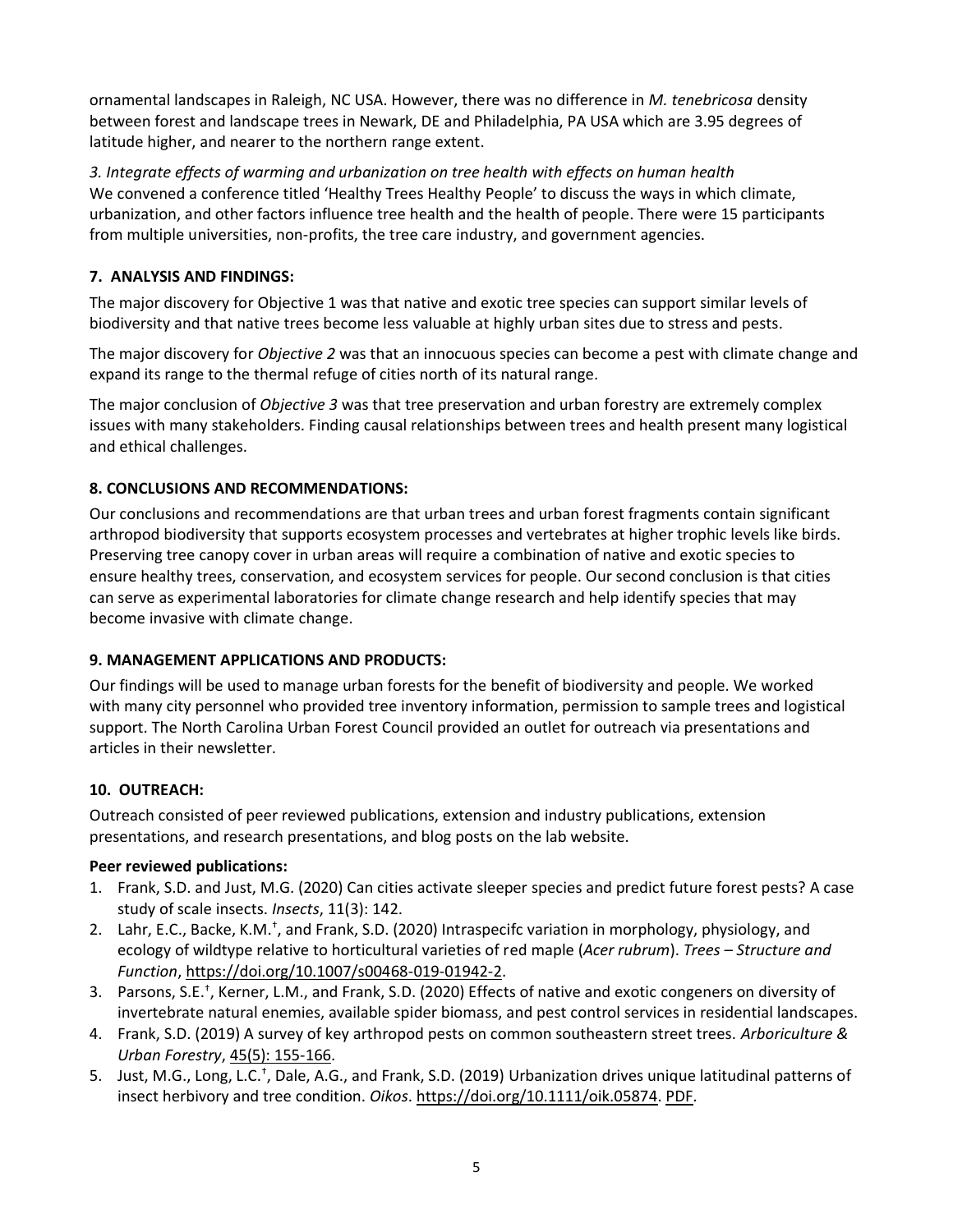ornamental landscapes in Raleigh, NC USA. However, there was no difference in *M. tenebricosa* density between forest and landscape trees in Newark, DE and Philadelphia, PA USA which are 3.95 degrees of latitude higher, and nearer to the northern range extent.

*3. Integrate effects of warming and urbanization on tree health with effects on human health*
We convened a conference titled 'Healthy Trees Healthy People' to discuss the ways in which climate, urbanization, and other factors influence tree health and the health of people. There were 15 participants from multiple universities, non-profits, the tree care industry, and government agencies.

## 7. ANALYSIS AND FINDINGS:

The major discovery for Objective 1 was that native and exotic tree species can support similar levels of biodiversity and that native trees become less valuable at highly urban sites due to stress and pests.

The major discovery for *Objective 2* was that an innocuous species can become a pest with climate change and expand its range to the thermal refuge of cities north of its natural range.

The major conclusion of *Objective 3* was that tree preservation and urban forestry are extremely complex issues with many stakeholders. Finding causal relationships between trees and health present many logistical and ethical challenges.

## 8. CONCLUSIONS AND RECOMMENDATIONS:

Our conclusions and recommendations are that urban trees and urban forest fragments contain significant arthropod biodiversity that supports ecosystem processes and vertebrates at higher trophic levels like birds. Preserving tree canopy cover in urban areas will require a combination of native and exotic species to ensure healthy trees, conservation, and ecosystem services for people. Our second conclusion is that cities can serve as experimental laboratories for climate change research and help identify species that may become invasive with climate change.

## 9. MANAGEMENT APPLICATIONS AND PRODUCTS:

Our findings will be used to manage urban forests for the benefit of biodiversity and people. We worked with many city personnel who provided tree inventory information, permission to sample trees and logistical support. The North Carolina Urban Forest Council provided an outlet for outreach via presentations and articles in their newsletter.

## 10. OUTREACH:

Outreach consisted of peer reviewed publications, extension and industry publications, extension presentations, and research presentations, and blog posts on the lab website.

**Peer reviewed publications:**

1. Frank, S.D. and Just, M.G. (2020) Can cities activate sleeper species and predict future forest pests? A case study of scale insects. *Insects*, 11(3): 142.
2. Lahr, E.C., Backe, K.M.[†], and Frank, S.D. (2020) Intraspecifc variation in morphology, physiology, and ecology of wildtype relative to horticultural varieties of red maple (*Acer rubrum*). *Trees – Structure and Function*, https://doi.org/10.1007/s00468-019-01942-2.
3. Parsons, S.E.[†], Kerner, L.M., and Frank, S.D. (2020) Effects of native and exotic congeners on diversity of invertebrate natural enemies, available spider biomass, and pest control services in residential landscapes.
4. Frank, S.D. (2019) A survey of key arthropod pests on common southeastern street trees. *Arboriculture & Urban Forestry*, 45(5): 155-166.
5. Just, M.G., Long, L.C.[†], Dale, A.G., and Frank, S.D. (2019) Urbanization drives unique latitudinal patterns of insect herbivory and tree condition. *Oikos*. https://doi.org/10.1111/oik.05874. PDF.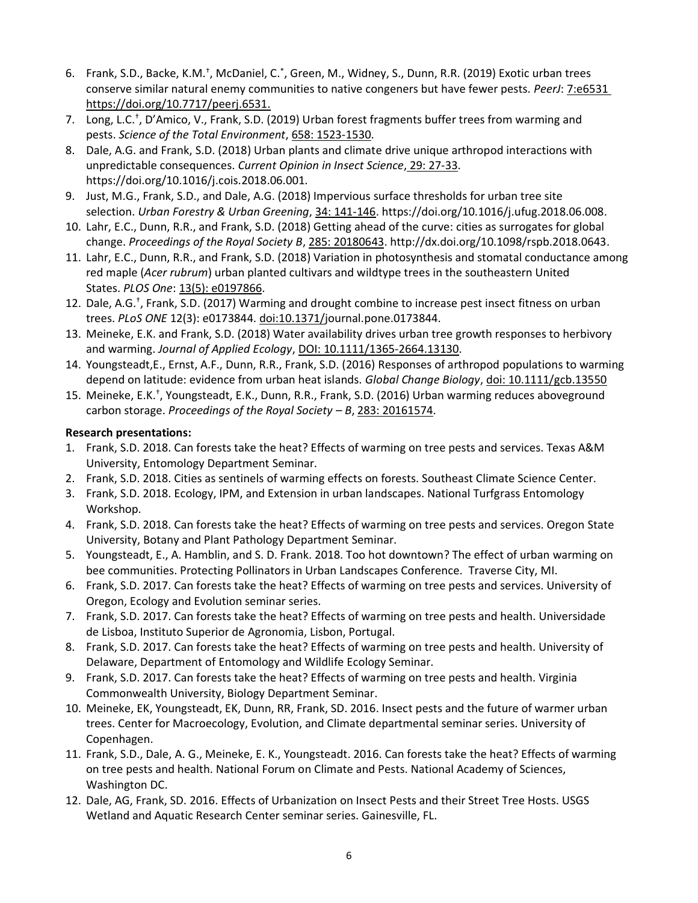6. Frank, S.D., Backe, K.M.[†], McDaniel, C.[*], Green, M., Widney, S., Dunn, R.R. (2019) Exotic urban trees conserve similar natural enemy communities to native congeners but have fewer pests. *PeerJ*: 7:e6531 https://doi.org/10.7717/peerj.6531.
7. Long, L.C.[†], D'Amico, V., Frank, S.D. (2019) Urban forest fragments buffer trees from warming and pests. *Science of the Total Environment*, 658: 1523-1530.
8. Dale, A.G. and Frank, S.D. (2018) Urban plants and climate drive unique arthropod interactions with unpredictable consequences. *Current Opinion in Insect Science*, 29: 27-33. https://doi.org/10.1016/j.cois.2018.06.001.
9. Just, M.G., Frank, S.D., and Dale, A.G. (2018) Impervious surface thresholds for urban tree site selection. *Urban Forestry & Urban Greening*, 34: 141-146. https://doi.org/10.1016/j.ufug.2018.06.008.
10. Lahr, E.C., Dunn, R.R., and Frank, S.D. (2018) Getting ahead of the curve: cities as surrogates for global change. *Proceedings of the Royal Society B*, 285: 20180643. http://dx.doi.org/10.1098/rspb.2018.0643.
11. Lahr, E.C., Dunn, R.R., and Frank, S.D. (2018) Variation in photosynthesis and stomatal conductance among red maple (*Acer rubrum*) urban planted cultivars and wildtype trees in the southeastern United States. *PLOS One*: 13(5): e0197866.
12. Dale, A.G.[†], Frank, S.D. (2017) Warming and drought combine to increase pest insect fitness on urban trees. *PLoS ONE* 12(3): e0173844. doi:10.1371/journal.pone.0173844.
13. Meineke, E.K. and Frank, S.D. (2018) Water availability drives urban tree growth responses to herbivory and warming. *Journal of Applied Ecology*, DOI: 10.1111/1365-2664.13130.
14. Youngsteadt,E., Ernst, A.F., Dunn, R.R., Frank, S.D. (2016) Responses of arthropod populations to warming depend on latitude: evidence from urban heat islands. *Global Change Biology*, doi: 10.1111/gcb.13550
15. Meineke, E.K.[†], Youngsteadt, E.K., Dunn, R.R., Frank, S.D. (2016) Urban warming reduces aboveground carbon storage. *Proceedings of the Royal Society – B*, 283: 20161574.

**Research presentations:**

1. Frank, S.D. 2018. Can forests take the heat? Effects of warming on tree pests and services. Texas A&M University, Entomology Department Seminar.
2. Frank, S.D. 2018. Cities as sentinels of warming effects on forests. Southeast Climate Science Center.
3. Frank, S.D. 2018. Ecology, IPM, and Extension in urban landscapes. National Turfgrass Entomology Workshop.
4. Frank, S.D. 2018. Can forests take the heat? Effects of warming on tree pests and services. Oregon State University, Botany and Plant Pathology Department Seminar.
5. Youngsteadt, E., A. Hamblin, and S. D. Frank. 2018. Too hot downtown? The effect of urban warming on bee communities. Protecting Pollinators in Urban Landscapes Conference. Traverse City, MI.
6. Frank, S.D. 2017. Can forests take the heat? Effects of warming on tree pests and services. University of Oregon, Ecology and Evolution seminar series.
7. Frank, S.D. 2017. Can forests take the heat? Effects of warming on tree pests and health. Universidade de Lisboa, Instituto Superior de Agronomia, Lisbon, Portugal.
8. Frank, S.D. 2017. Can forests take the heat? Effects of warming on tree pests and health. University of Delaware, Department of Entomology and Wildlife Ecology Seminar.
9. Frank, S.D. 2017. Can forests take the heat? Effects of warming on tree pests and health. Virginia Commonwealth University, Biology Department Seminar.
10. Meineke, EK, Youngsteadt, EK, Dunn, RR, Frank, SD. 2016. Insect pests and the future of warmer urban trees. Center for Macroecology, Evolution, and Climate departmental seminar series. University of Copenhagen.
11. Frank, S.D., Dale, A. G., Meineke, E. K., Youngsteadt. 2016. Can forests take the heat? Effects of warming on tree pests and health. National Forum on Climate and Pests. National Academy of Sciences, Washington DC.
12. Dale, AG, Frank, SD. 2016. Effects of Urbanization on Insect Pests and their Street Tree Hosts. USGS Wetland and Aquatic Research Center seminar series. Gainesville, FL.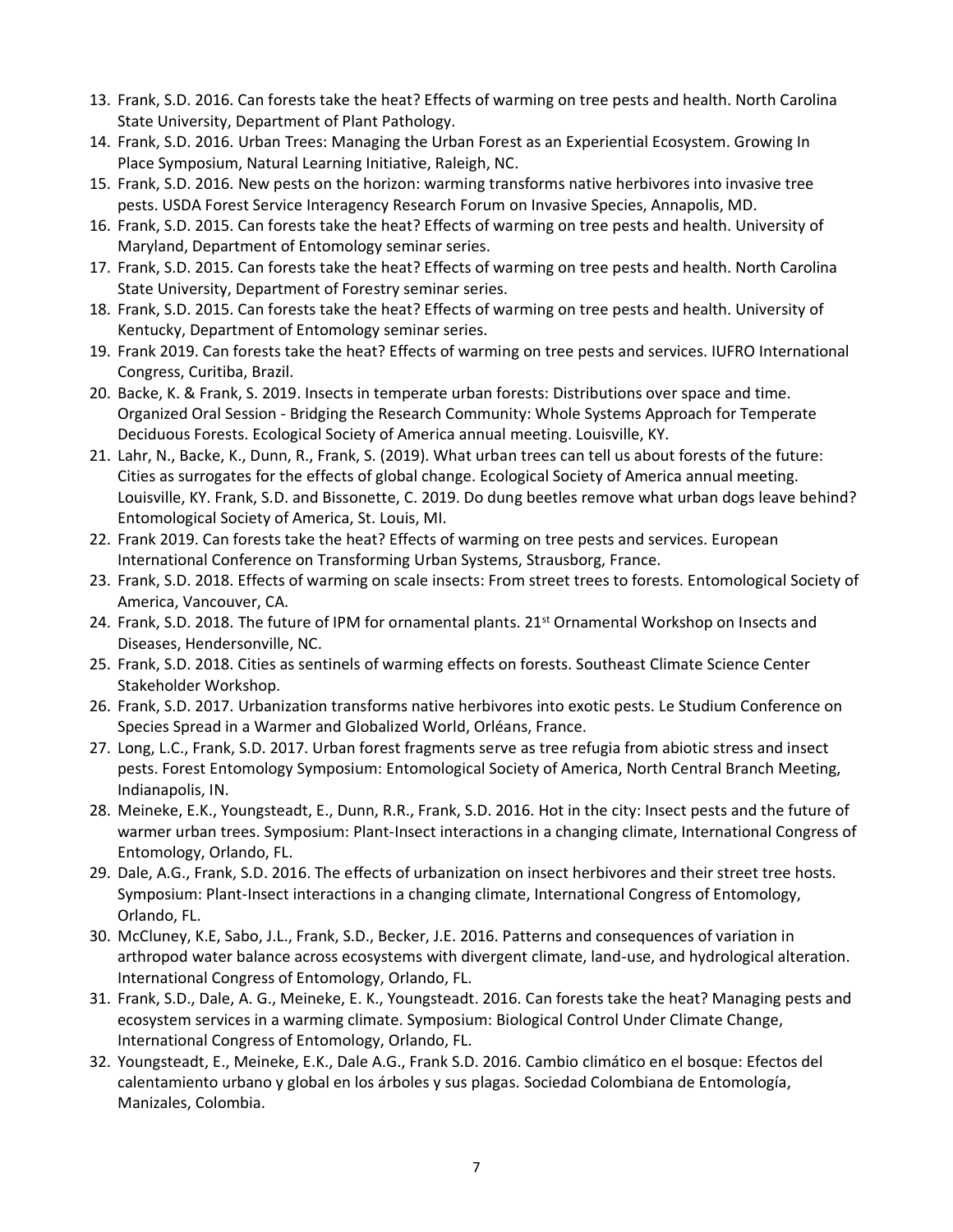13. Frank, S.D. 2016. Can forests take the heat? Effects of warming on tree pests and health. North Carolina State University, Department of Plant Pathology.
14. Frank, S.D. 2016. Urban Trees: Managing the Urban Forest as an Experiential Ecosystem. Growing In Place Symposium, Natural Learning Initiative, Raleigh, NC.
15. Frank, S.D. 2016. New pests on the horizon: warming transforms native herbivores into invasive tree pests. USDA Forest Service Interagency Research Forum on Invasive Species, Annapolis, MD.
16. Frank, S.D. 2015. Can forests take the heat? Effects of warming on tree pests and health. University of Maryland, Department of Entomology seminar series.
17. Frank, S.D. 2015. Can forests take the heat? Effects of warming on tree pests and health. North Carolina State University, Department of Forestry seminar series.
18. Frank, S.D. 2015. Can forests take the heat? Effects of warming on tree pests and health. University of Kentucky, Department of Entomology seminar series.
19. Frank 2019. Can forests take the heat? Effects of warming on tree pests and services. IUFRO International Congress, Curitiba, Brazil.
20. Backe, K. & Frank, S. 2019. Insects in temperate urban forests: Distributions over space and time. Organized Oral Session - Bridging the Research Community: Whole Systems Approach for Temperate Deciduous Forests. Ecological Society of America annual meeting. Louisville, KY.
21. Lahr, N., Backe, K., Dunn, R., Frank, S. (2019). What urban trees can tell us about forests of the future: Cities as surrogates for the effects of global change. Ecological Society of America annual meeting. Louisville, KY. Frank, S.D. and Bissonette, C. 2019. Do dung beetles remove what urban dogs leave behind? Entomological Society of America, St. Louis, MI.
22. Frank 2019. Can forests take the heat? Effects of warming on tree pests and services. European International Conference on Transforming Urban Systems, Strausborg, France.
23. Frank, S.D. 2018. Effects of warming on scale insects: From street trees to forests. Entomological Society of America, Vancouver, CA.
24. Frank, S.D. 2018. The future of IPM for ornamental plants. 21st Ornamental Workshop on Insects and Diseases, Hendersonville, NC.
25. Frank, S.D. 2018. Cities as sentinels of warming effects on forests. Southeast Climate Science Center Stakeholder Workshop.
26. Frank, S.D. 2017. Urbanization transforms native herbivores into exotic pests. Le Studium Conference on Species Spread in a Warmer and Globalized World, Orléans, France.
27. Long, L.C., Frank, S.D. 2017. Urban forest fragments serve as tree refugia from abiotic stress and insect pests. Forest Entomology Symposium: Entomological Society of America, North Central Branch Meeting, Indianapolis, IN.
28. Meineke, E.K., Youngsteadt, E., Dunn, R.R., Frank, S.D. 2016. Hot in the city: Insect pests and the future of warmer urban trees. Symposium: Plant-Insect interactions in a changing climate, International Congress of Entomology, Orlando, FL.
29. Dale, A.G., Frank, S.D. 2016. The effects of urbanization on insect herbivores and their street tree hosts. Symposium: Plant-Insect interactions in a changing climate, International Congress of Entomology, Orlando, FL.
30. McCluney, K.E, Sabo, J.L., Frank, S.D., Becker, J.E. 2016. Patterns and consequences of variation in arthropod water balance across ecosystems with divergent climate, land-use, and hydrological alteration. International Congress of Entomology, Orlando, FL.
31. Frank, S.D., Dale, A. G., Meineke, E. K., Youngsteadt. 2016. Can forests take the heat? Managing pests and ecosystem services in a warming climate. Symposium: Biological Control Under Climate Change, International Congress of Entomology, Orlando, FL.
32. Youngsteadt, E., Meineke, E.K., Dale A.G., Frank S.D. 2016. Cambio climático en el bosque: Efectos del calentamiento urbano y global en los árboles y sus plagas. Sociedad Colombiana de Entomología, Manizales, Colombia.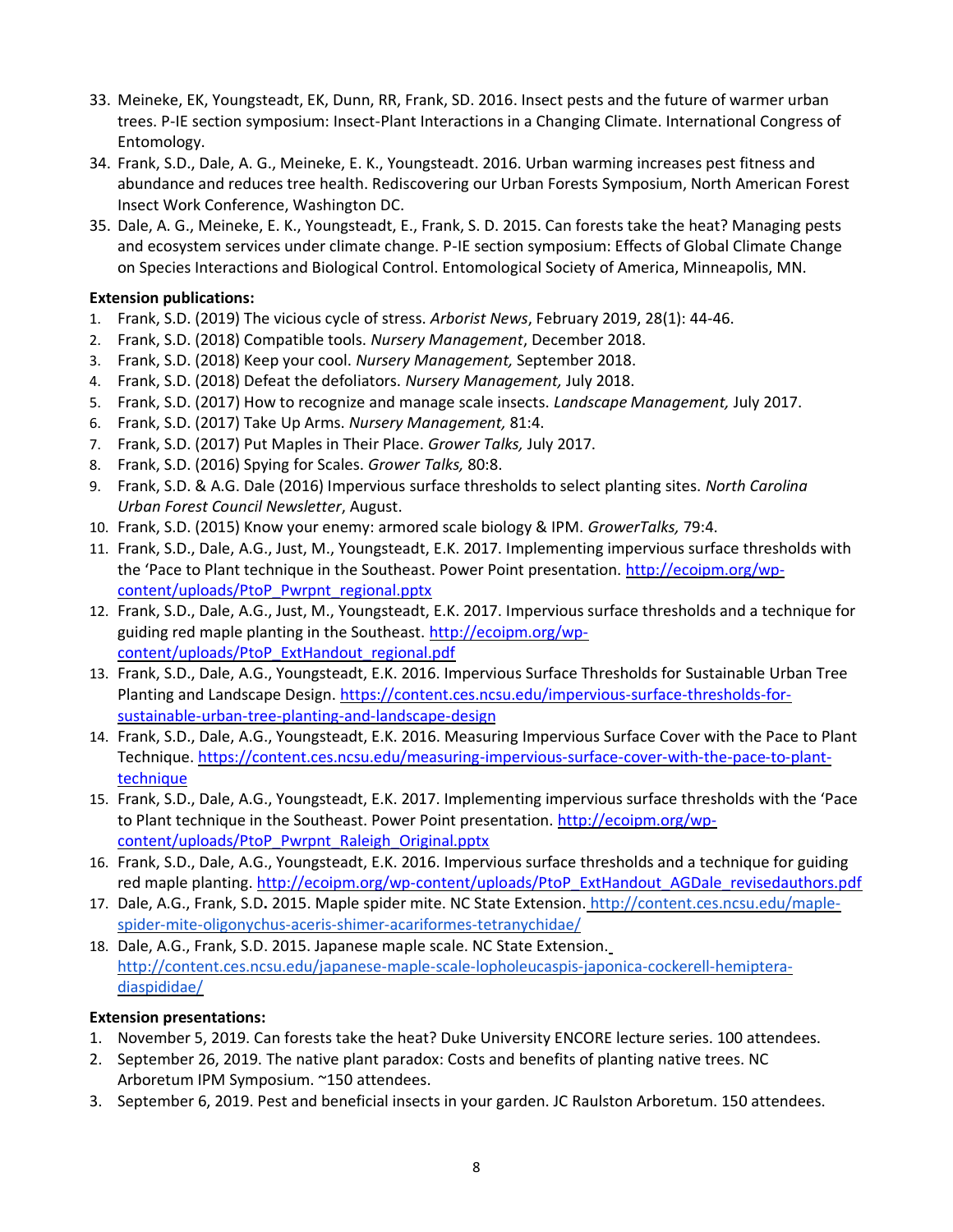33. Meineke, EK, Youngsteadt, EK, Dunn, RR, Frank, SD. 2016. Insect pests and the future of warmer urban trees. P-IE section symposium: Insect-Plant Interactions in a Changing Climate. International Congress of Entomology.
34. Frank, S.D., Dale, A. G., Meineke, E. K., Youngsteadt. 2016. Urban warming increases pest fitness and abundance and reduces tree health. Rediscovering our Urban Forests Symposium, North American Forest Insect Work Conference, Washington DC.
35. Dale, A. G., Meineke, E. K., Youngsteadt, E., Frank, S. D. 2015. Can forests take the heat? Managing pests and ecosystem services under climate change. P-IE section symposium: Effects of Global Climate Change on Species Interactions and Biological Control. Entomological Society of America, Minneapolis, MN.

**Extension publications:**

1. Frank, S.D. (2019) The vicious cycle of stress. *Arborist News*, February 2019, 28(1): 44-46.
2. Frank, S.D. (2018) Compatible tools. *Nursery Management*, December 2018.
3. Frank, S.D. (2018) Keep your cool. *Nursery Management,* September 2018.
4. Frank, S.D. (2018) Defeat the defoliators. *Nursery Management,* July 2018.
5. Frank, S.D. (2017) How to recognize and manage scale insects. *Landscape Management,* July 2017.
6. Frank, S.D. (2017) Take Up Arms. *Nursery Management,* 81:4.
7. Frank, S.D. (2017) Put Maples in Their Place. *Grower Talks,* July 2017.
8. Frank, S.D. (2016) Spying for Scales. *Grower Talks,* 80:8.
9. Frank, S.D. & A.G. Dale (2016) Impervious surface thresholds to select planting sites. *North Carolina Urban Forest Council Newsletter*, August.
10. Frank, S.D. (2015) Know your enemy: armored scale biology & IPM. *GrowerTalks,* 79:4.
11. Frank, S.D., Dale, A.G., Just, M., Youngsteadt, E.K. 2017. Implementing impervious surface thresholds with the 'Pace to Plant technique in the Southeast. Power Point presentation. http://ecoipm.org/wp-content/uploads/PtoP_Pwrpnt_regional.pptx
12. Frank, S.D., Dale, A.G., Just, M., Youngsteadt, E.K. 2017. Impervious surface thresholds and a technique for guiding red maple planting in the Southeast. http://ecoipm.org/wp-content/uploads/PtoP_ExtHandout_regional.pdf
13. Frank, S.D., Dale, A.G., Youngsteadt, E.K. 2016. Impervious Surface Thresholds for Sustainable Urban Tree Planting and Landscape Design. https://content.ces.ncsu.edu/impervious-surface-thresholds-for-sustainable-urban-tree-planting-and-landscape-design
14. Frank, S.D., Dale, A.G., Youngsteadt, E.K. 2016. Measuring Impervious Surface Cover with the Pace to Plant Technique. https://content.ces.ncsu.edu/measuring-impervious-surface-cover-with-the-pace-to-plant-technique
15. Frank, S.D., Dale, A.G., Youngsteadt, E.K. 2017. Implementing impervious surface thresholds with the 'Pace to Plant technique in the Southeast. Power Point presentation. http://ecoipm.org/wp-content/uploads/PtoP_Pwrpnt_Raleigh_Original.pptx
16. Frank, S.D., Dale, A.G., Youngsteadt, E.K. 2016. Impervious surface thresholds and a technique for guiding red maple planting. http://ecoipm.org/wp-content/uploads/PtoP_ExtHandout_AGDale_revisedauthors.pdf
17. Dale, A.G., Frank, S.D**.** 2015. Maple spider mite. NC State Extension. http://content.ces.ncsu.edu/maple-spider-mite-oligonychus-aceris-shimer-acariformes-tetranychidae/
18. Dale, A.G., Frank, S.D. 2015. Japanese maple scale. NC State Extension. http://content.ces.ncsu.edu/japanese-maple-scale-lopholeucaspis-japonica-cockerell-hemiptera-diaspididae/

**Extension presentations:**

1. November 5, 2019. Can forests take the heat? Duke University ENCORE lecture series. 100 attendees.
2. September 26, 2019. The native plant paradox: Costs and benefits of planting native trees. NC Arboretum IPM Symposium. ~150 attendees.
3. September 6, 2019. Pest and beneficial insects in your garden. JC Raulston Arboretum. 150 attendees.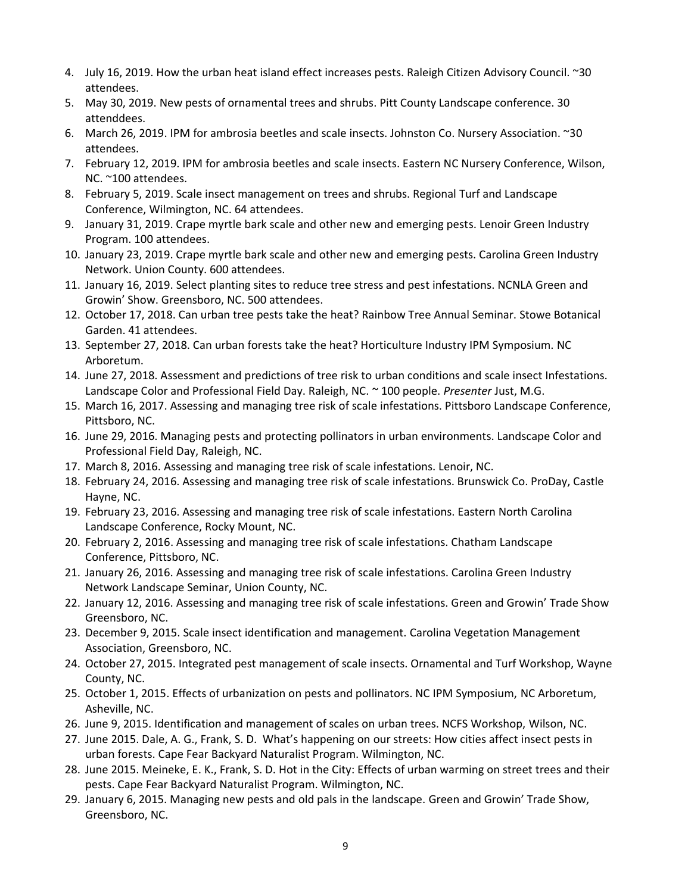4. July 16, 2019. How the urban heat island effect increases pests. Raleigh Citizen Advisory Council. ~30 attendees.
5. May 30, 2019. New pests of ornamental trees and shrubs. Pitt County Landscape conference. 30 attenddees.
6. March 26, 2019. IPM for ambrosia beetles and scale insects. Johnston Co. Nursery Association. ~30 attendees.
7. February 12, 2019. IPM for ambrosia beetles and scale insects. Eastern NC Nursery Conference, Wilson, NC. ~100 attendees.
8. February 5, 2019. Scale insect management on trees and shrubs. Regional Turf and Landscape Conference, Wilmington, NC. 64 attendees.
9. January 31, 2019. Crape myrtle bark scale and other new and emerging pests. Lenoir Green Industry Program. 100 attendees.
10. January 23, 2019. Crape myrtle bark scale and other new and emerging pests. Carolina Green Industry Network. Union County. 600 attendees.
11. January 16, 2019. Select planting sites to reduce tree stress and pest infestations. NCNLA Green and Growin' Show. Greensboro, NC. 500 attendees.
12. October 17, 2018. Can urban tree pests take the heat? Rainbow Tree Annual Seminar. Stowe Botanical Garden. 41 attendees.
13. September 27, 2018. Can urban forests take the heat? Horticulture Industry IPM Symposium. NC Arboretum.
14. June 27, 2018. Assessment and predictions of tree risk to urban conditions and scale insect Infestations. Landscape Color and Professional Field Day. Raleigh, NC. ~ 100 people. *Presenter* Just, M.G.
15. March 16, 2017. Assessing and managing tree risk of scale infestations. Pittsboro Landscape Conference, Pittsboro, NC.
16. June 29, 2016. Managing pests and protecting pollinators in urban environments. Landscape Color and Professional Field Day, Raleigh, NC.
17. March 8, 2016. Assessing and managing tree risk of scale infestations. Lenoir, NC.
18. February 24, 2016. Assessing and managing tree risk of scale infestations. Brunswick Co. ProDay, Castle Hayne, NC.
19. February 23, 2016. Assessing and managing tree risk of scale infestations. Eastern North Carolina Landscape Conference, Rocky Mount, NC.
20. February 2, 2016. Assessing and managing tree risk of scale infestations. Chatham Landscape Conference, Pittsboro, NC.
21. January 26, 2016. Assessing and managing tree risk of scale infestations. Carolina Green Industry Network Landscape Seminar, Union County, NC.
22. January 12, 2016. Assessing and managing tree risk of scale infestations. Green and Growin' Trade Show Greensboro, NC.
23. December 9, 2015. Scale insect identification and management. Carolina Vegetation Management Association, Greensboro, NC.
24. October 27, 2015. Integrated pest management of scale insects. Ornamental and Turf Workshop, Wayne County, NC.
25. October 1, 2015. Effects of urbanization on pests and pollinators. NC IPM Symposium, NC Arboretum, Asheville, NC.
26. June 9, 2015. Identification and management of scales on urban trees. NCFS Workshop, Wilson, NC.
27. June 2015. Dale, A. G., Frank, S. D. What's happening on our streets: How cities affect insect pests in urban forests. Cape Fear Backyard Naturalist Program. Wilmington, NC.
28. June 2015. Meineke, E. K., Frank, S. D. Hot in the City: Effects of urban warming on street trees and their pests. Cape Fear Backyard Naturalist Program. Wilmington, NC.
29. January 6, 2015. Managing new pests and old pals in the landscape. Green and Growin' Trade Show, Greensboro, NC.